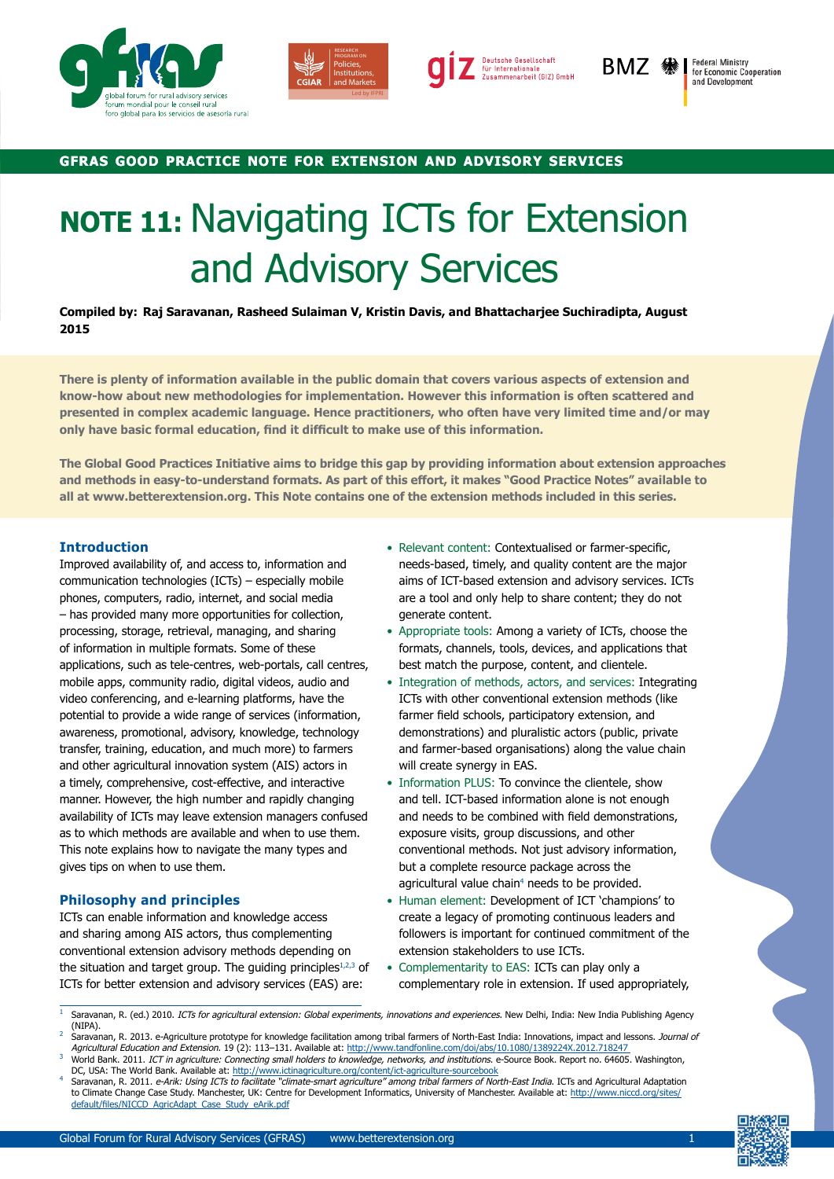GFRAS GOOD PRACTICE NOTE FOR EXTENSION AND ADVISORY SERVICES

# NOTE 11: Navigating ICTs for Extension and Advisory Services

**Compiled by: Raj Saravanan, Rasheed Sulaiman V, Kristin Davis, and Bhattacharjee Suchiradipta, August 2015**

**There is plenty of information available in the public domain that covers various aspects of extension and know-how about new methodologies for implementation. However this information is often scattered and presented in complex academic language. Hence practitioners, who often have very limited time and/or may only have basic formal education, find it difficult to make use of this information.**

**The Global Good Practices Initiative aims to bridge this gap by providing information about extension approaches and methods in easy-to-understand formats. As part of this effort, it makes "Good Practice Notes" available to all at www.betterextension.org. This Note contains one of the extension methods included in this series.**

## Introduction

Improved availability of, and access to, information and communication technologies (ICTs) – especially mobile phones, computers, radio, internet, and social media – has provided many more opportunities for collection, processing, storage, retrieval, managing, and sharing of information in multiple formats. Some of these applications, such as tele-centres, web-portals, call centres, mobile apps, community radio, digital videos, audio and video conferencing, and e-learning platforms, have the potential to provide a wide range of services (information, awareness, promotional, advisory, knowledge, technology transfer, training, education, and much more) to farmers and other agricultural innovation system (AIS) actors in a timely, comprehensive, cost-effective, and interactive manner. However, the high number and rapidly changing availability of ICTs may leave extension managers confused as to which methods are available and when to use them. This note explains how to navigate the many types and gives tips on when to use them.

## Philosophy and principles

ICTs can enable information and knowledge access and sharing among AIS actors, thus complementing conventional extension advisory methods depending on the situation and target group. The guiding principles[1,2,3] of ICTs for better extension and advisory services (EAS) are:

- Relevant content: Contextualised or farmer-specific, needs-based, timely, and quality content are the major aims of ICT-based extension and advisory services. ICTs are a tool and only help to share content; they do not generate content.
- Appropriate tools: Among a variety of ICTs, choose the formats, channels, tools, devices, and applications that best match the purpose, content, and clientele.
- Integration of methods, actors, and services: Integrating ICTs with other conventional extension methods (like farmer field schools, participatory extension, and demonstrations) and pluralistic actors (public, private and farmer-based organisations) along the value chain will create synergy in EAS.
- Information PLUS: To convince the clientele, show and tell. ICT-based information alone is not enough and needs to be combined with field demonstrations, exposure visits, group discussions, and other conventional methods. Not just advisory information, but a complete resource package across the agricultural value chain[4] needs to be provided.
- Human element: Development of ICT 'champions' to create a legacy of promoting continuous leaders and followers is important for continued commitment of the extension stakeholders to use ICTs.
- Complementarity to EAS: ICTs can play only a complementary role in extension. If used appropriately,

---

[1] Saravanan, R. (ed.) 2010. *ICTs for agricultural extension: Global experiments, innovations and experiences.* New Delhi, India: New India Publishing Agency (NIPA).

[2] Saravanan, R. 2013. e-Agriculture prototype for knowledge facilitation among tribal farmers of North-East India: Innovations, impact and lessons. *Journal of Agricultural Education and Extension.* 19 (2): 113–131. Available at: http://www.tandfonline.com/doi/abs/10.1080/1389224X.2012.718247

[3] World Bank. 2011. *ICT in agriculture: Connecting small holders to knowledge, networks, and institutions.* e-Source Book. Report no. 64605. Washington, DC, USA: The World Bank. Available at: http://www.ictinagriculture.org/content/ict-agriculture-sourcebook

[4] Saravanan, R. 2011. *e-Arik: Using ICTs to facilitate "climate-smart agriculture" among tribal farmers of North-East India.* ICTs and Agricultural Adaptation to Climate Change Case Study. Manchester, UK: Centre for Development Informatics, University of Manchester. Available at: http://www.niccd.org/sites/default/files/NICCD_AgricAdapt_Case_Study_eArik.pdf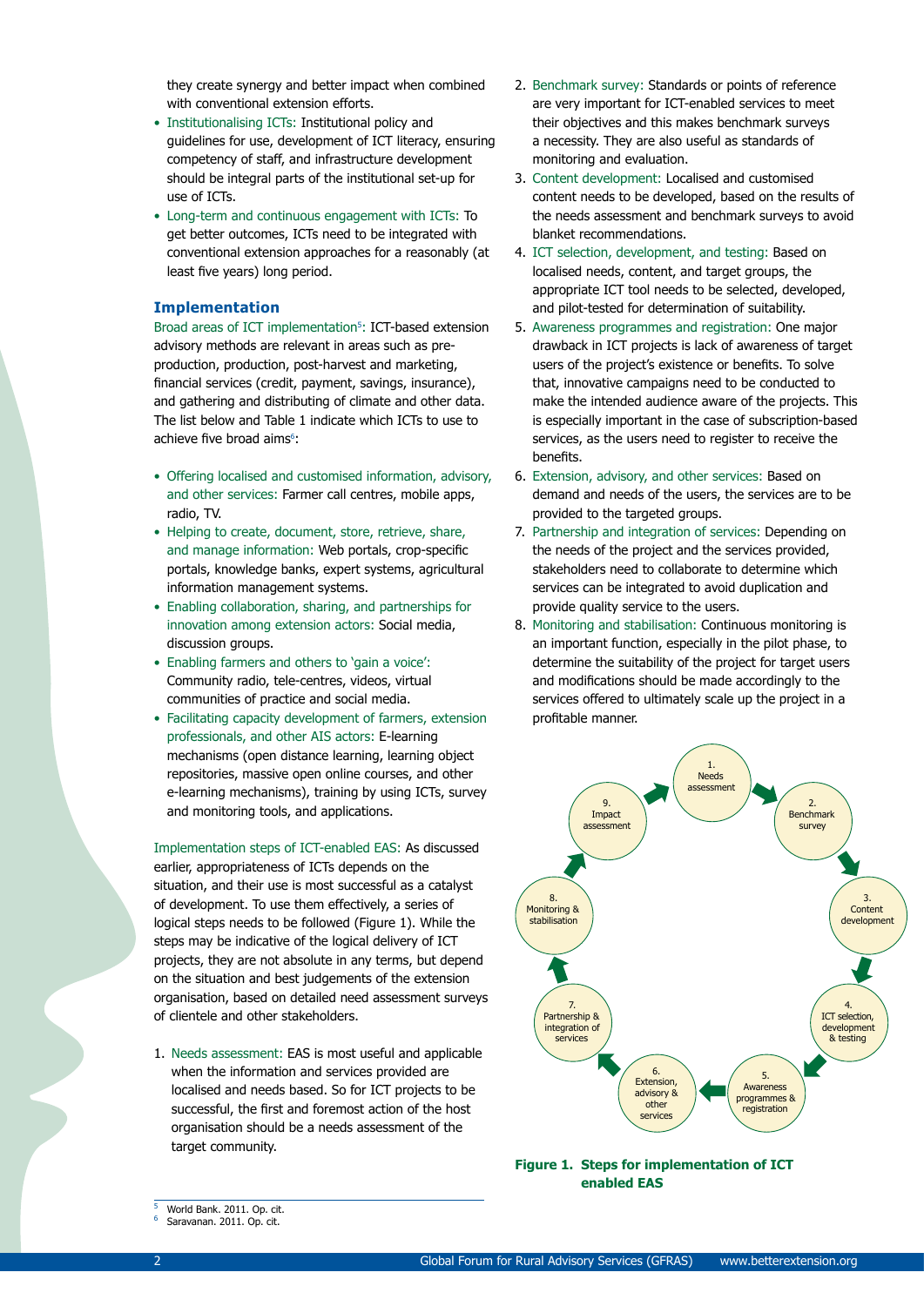they create synergy and better impact when combined with conventional extension efforts.

- Institutionalising ICTs: Institutional policy and guidelines for use, development of ICT literacy, ensuring competency of staff, and infrastructure development should be integral parts of the institutional set-up for use of ICTs.
- Long-term and continuous engagement with ICTs: To get better outcomes, ICTs need to be integrated with conventional extension approaches for a reasonably (at least five years) long period.

## Implementation

Broad areas of ICT implementation[5]: ICT-based extension advisory methods are relevant in areas such as pre-production, production, post-harvest and marketing, financial services (credit, payment, savings, insurance), and gathering and distributing of climate and other data. The list below and Table 1 indicate which ICTs to use to achieve five broad aims[6]:

- Offering localised and customised information, advisory, and other services: Farmer call centres, mobile apps, radio, TV.
- Helping to create, document, store, retrieve, share, and manage information: Web portals, crop-specific portals, knowledge banks, expert systems, agricultural information management systems.
- Enabling collaboration, sharing, and partnerships for innovation among extension actors: Social media, discussion groups.
- Enabling farmers and others to 'gain a voice': Community radio, tele-centres, videos, virtual communities of practice and social media.
- Facilitating capacity development of farmers, extension professionals, and other AIS actors: E-learning mechanisms (open distance learning, learning object repositories, massive open online courses, and other e-learning mechanisms), training by using ICTs, survey and monitoring tools, and applications.

Implementation steps of ICT-enabled EAS: As discussed earlier, appropriateness of ICTs depends on the situation, and their use is most successful as a catalyst of development. To use them effectively, a series of logical steps needs to be followed (Figure 1). While the steps may be indicative of the logical delivery of ICT projects, they are not absolute in any terms, but depend on the situation and best judgements of the extension organisation, based on detailed need assessment surveys of clientele and other stakeholders.

1. Needs assessment: EAS is most useful and applicable when the information and services provided are localised and needs based. So for ICT projects to be successful, the first and foremost action of the host organisation should be a needs assessment of the target community.
2. Benchmark survey: Standards or points of reference are very important for ICT-enabled services to meet their objectives and this makes benchmark surveys a necessity. They are also useful as standards of monitoring and evaluation.
3. Content development: Localised and customised content needs to be developed, based on the results of the needs assessment and benchmark surveys to avoid blanket recommendations.
4. ICT selection, development, and testing: Based on localised needs, content, and target groups, the appropriate ICT tool needs to be selected, developed, and pilot-tested for determination of suitability.
5. Awareness programmes and registration: One major drawback in ICT projects is lack of awareness of target users of the project's existence or benefits. To solve that, innovative campaigns need to be conducted to make the intended audience aware of the projects. This is especially important in the case of subscription-based services, as the users need to register to receive the benefits.
6. Extension, advisory, and other services: Based on demand and needs of the users, the services are to be provided to the targeted groups.
7. Partnership and integration of services: Depending on the needs of the project and the services provided, stakeholders need to collaborate to determine which services can be integrated to avoid duplication and provide quality service to the users.
8. Monitoring and stabilisation: Continuous monitoring is an important function, especially in the pilot phase, to determine the suitability of the project for target users and modifications should be made accordingly to the services offered to ultimately scale up the project in a profitable manner.

1. Needs assessment → 2. Benchmark survey → 3. Content development → 4. ICT selection, development & testing → 5. Awareness programmes & registration → 6. Extension, advisory & other services → 7. Partnership & integration of services → 8. Monitoring & stabilisation → 9. Impact assessment → 1. Needs assessment

**Figure 1. Steps for implementation of ICT enabled EAS**

[5] World Bank. 2011. Op. cit.
[6] Saravanan. 2011. Op. cit.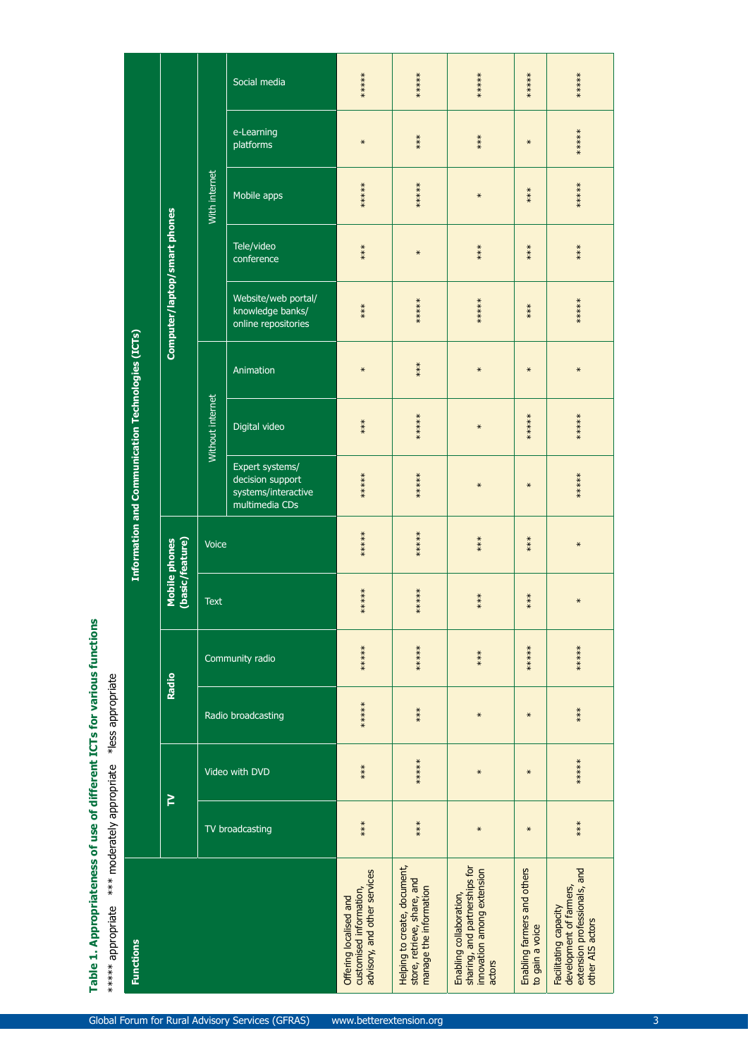**Table 1. Appropriateness of use of different ICTs for various functions**

***** appropriate *** moderately appropriate *less appropriate

| Functions | Information and Communication Technologies (ICTs) | | | | | | | | | | | | | |
|---|---|---|---|---|---|---|---|---|---|---|---|---|---|---|
| | TV | | Radio | | Mobile phones (basic/feature) | | Computer/laptop/smart phones | | | | | | | |
| | | | | | | | Without internet | | | With internet | | | | |
| | TV broadcasting | Video with DVD | Radio broadcasting | Community radio | Text | Voice | Expert systems/ decision support systems/interactive multimedia CDs | Digital video | Animation | Website/web portal/ knowledge banks/ online repositories | Tele/video conference | Mobile apps | e-Learning platforms | Social media |
| Offering localised and customised information, advisory, and other services | *** | *** | ***** | ***** | ***** | ***** | ***** | *** | * | *** | *** | ***** | * | ***** |
| Helping to create, document, store, retrieve, share, and manage the information | *** | ***** | *** | ***** | ***** | ***** | ***** | ***** | *** | ***** | * | ***** | *** | ***** |
| Enabling collaboration, sharing, and partnerships for innovation among extension actors | * | * | * | *** | *** | *** | * | * | * | ***** | *** | * | *** | ***** |
| Enabling farmers and others to gain a voice | * | * | * | ***** | *** | *** | * | ***** | * | *** | *** | *** | * | ***** |
| Facilitating capacity development of farmers, extension professionals, and other AIS actors | *** | ***** | *** | ***** | * | * | ***** | ***** | * | ***** | *** | ***** | ***** | ***** |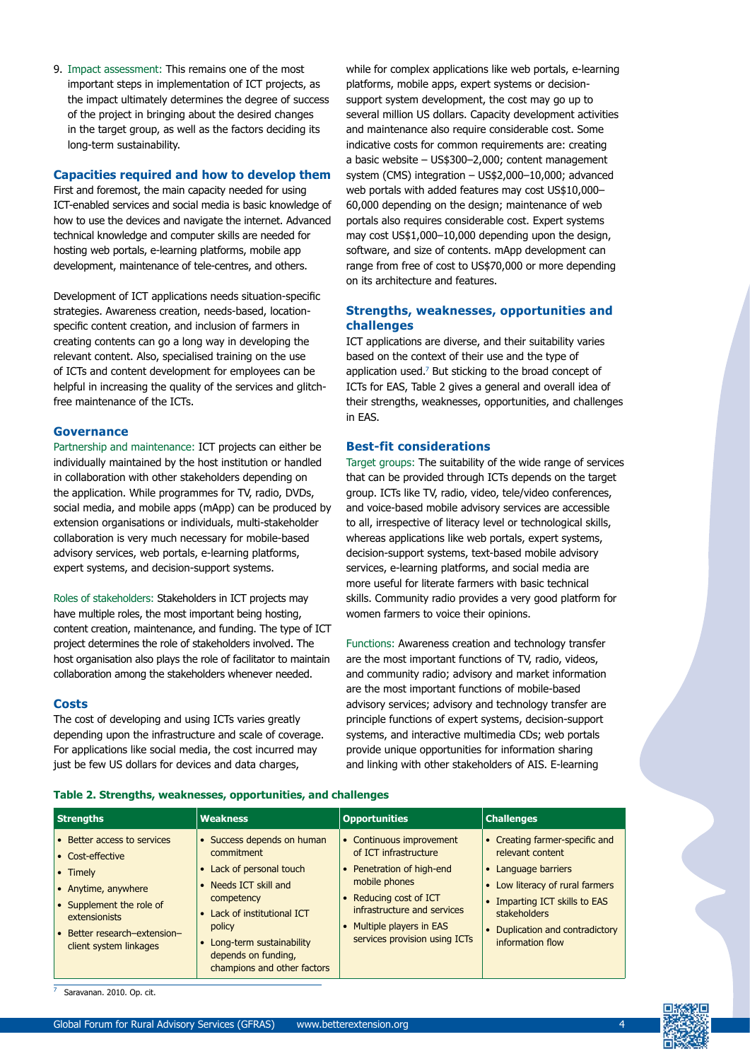9. Impact assessment: This remains one of the most important steps in implementation of ICT projects, as the impact ultimately determines the degree of success of the project in bringing about the desired changes in the target group, as well as the factors deciding its long-term sustainability.

## Capacities required and how to develop them

First and foremost, the main capacity needed for using ICT-enabled services and social media is basic knowledge of how to use the devices and navigate the internet. Advanced technical knowledge and computer skills are needed for hosting web portals, e-learning platforms, mobile app development, maintenance of tele-centres, and others.

Development of ICT applications needs situation-specific strategies. Awareness creation, needs-based, location-specific content creation, and inclusion of farmers in creating contents can go a long way in developing the relevant content. Also, specialised training on the use of ICTs and content development for employees can be helpful in increasing the quality of the services and glitch-free maintenance of the ICTs.

## Governance

Partnership and maintenance: ICT projects can either be individually maintained by the host institution or handled in collaboration with other stakeholders depending on the application. While programmes for TV, radio, DVDs, social media, and mobile apps (mApp) can be produced by extension organisations or individuals, multi-stakeholder collaboration is very much necessary for mobile-based advisory services, web portals, e-learning platforms, expert systems, and decision-support systems.

Roles of stakeholders: Stakeholders in ICT projects may have multiple roles, the most important being hosting, content creation, maintenance, and funding. The type of ICT project determines the role of stakeholders involved. The host organisation also plays the role of facilitator to maintain collaboration among the stakeholders whenever needed.

## Costs

The cost of developing and using ICTs varies greatly depending upon the infrastructure and scale of coverage. For applications like social media, the cost incurred may just be few US dollars for devices and data charges, while for complex applications like web portals, e-learning platforms, mobile apps, expert systems or decision-support system development, the cost may go up to several million US dollars. Capacity development activities and maintenance also require considerable cost. Some indicative costs for common requirements are: creating a basic website – US$300–2,000; content management system (CMS) integration – US$2,000–10,000; advanced web portals with added features may cost US$10,000–60,000 depending on the design; maintenance of web portals also requires considerable cost. Expert systems may cost US$1,000–10,000 depending upon the design, software, and size of contents. mApp development can range from free of cost to US$70,000 or more depending on its architecture and features.

## Strengths, weaknesses, opportunities and challenges

ICT applications are diverse, and their suitability varies based on the context of their use and the type of application used.[7] But sticking to the broad concept of ICTs for EAS, Table 2 gives a general and overall idea of their strengths, weaknesses, opportunities, and challenges in EAS.

## Best-fit considerations

Target groups: The suitability of the wide range of services that can be provided through ICTs depends on the target group. ICTs like TV, radio, video, tele/video conferences, and voice-based mobile advisory services are accessible to all, irrespective of literacy level or technological skills, whereas applications like web portals, expert systems, decision-support systems, text-based mobile advisory services, e-learning platforms, and social media are more useful for literate farmers with basic technical skills. Community radio provides a very good platform for women farmers to voice their opinions.

Functions: Awareness creation and technology transfer are the most important functions of TV, radio, videos, and community radio; advisory and market information are the most important functions of mobile-based advisory services; advisory and technology transfer are principle functions of expert systems, decision-support systems, and interactive multimedia CDs; web portals provide unique opportunities for information sharing and linking with other stakeholders of AIS. E-learning

**Table 2. Strengths, weaknesses, opportunities, and challenges**

| Strengths | Weakness | Opportunities | Challenges |
|---|---|---|---|
| • Better access to services<br>• Cost-effective<br>• Timely<br>• Anytime, anywhere<br>• Supplement the role of extensionists<br>• Better research–extension–client system linkages | • Success depends on human commitment<br>• Lack of personal touch<br>• Needs ICT skill and competency<br>• Lack of institutional ICT policy<br>• Long-term sustainability depends on funding, champions and other factors | • Continuous improvement of ICT infrastructure<br>• Penetration of high-end mobile phones<br>• Reducing cost of ICT infrastructure and services<br>• Multiple players in EAS services provision using ICTs | • Creating farmer-specific and relevant content<br>• Language barriers<br>• Low literacy of rural farmers<br>• Imparting ICT skills to EAS stakeholders<br>• Duplication and contradictory information flow |

[7] Saravanan. 2010. Op. cit.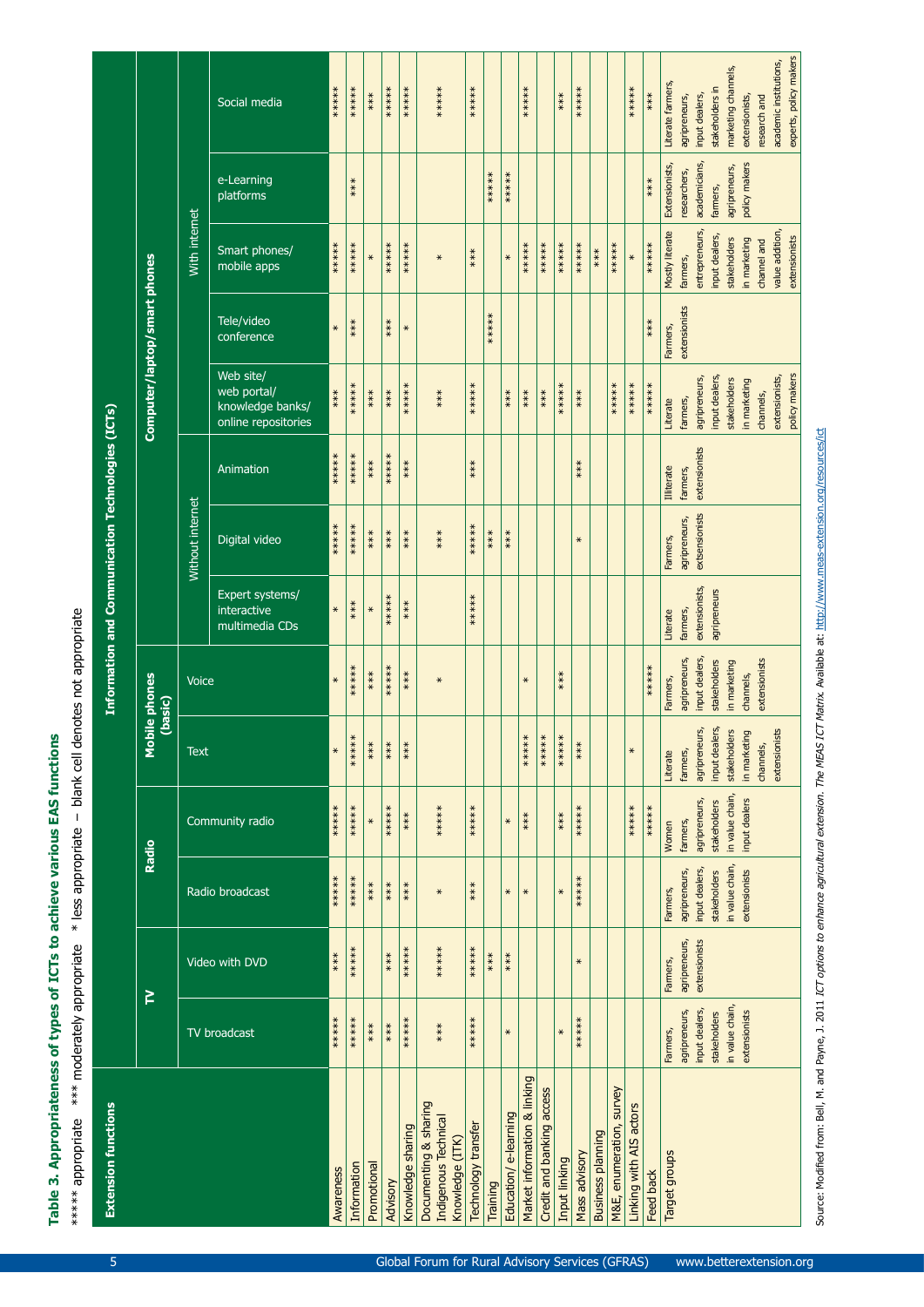**Table 3. Appropriateness of types of ICTs to achieve various EAS functions**

***** appropriate *** moderately appropriate * less appropriate – blank cell denotes not appropriate

| Extension functions | Information and Communication Technologies (ICTs) | | | | | | | | | | | | | |
|---|---|---|---|---|---|---|---|---|---|---|---|---|---|---|
| | TV | | Radio | | Mobile phones (basic) | | Computer/laptop/smart phones | | | | | | | |
| | | | | | | | Without internet | | | With internet | | | | |
| | TV broadcast | Video with DVD | Radio broadcast | Community radio | Text | Voice | Expert systems/ interactive multimedia CDs | Digital video | Animation | Web site/ web portal/ knowledge banks/ online repositories | Tele/video conference | Smart phones/ mobile apps | e-Learning platforms | Social media |
| Awareness | ***** | *** | ***** | ***** | * | * | * | ***** | ***** | *** | * | ***** | | ***** |
| Information | ***** | ***** | ***** | ***** | ***** | ***** | *** | ***** | ***** | ***** | *** | ***** | *** | ***** |
| Promotional | *** | | *** | * | *** | *** | * | *** | *** | *** | | * | | *** |
| Advisory | *** | *** | *** | ***** | *** | ***** | ***** | *** | ***** | *** | *** | ***** | | ***** |
| Knowledge sharing | ***** | ***** | *** | *** | *** | *** | *** | *** | *** | ***** | * | ***** | | ***** |
| Documenting & sharing Indigenous Technical Knowledge (ITK) | *** | ***** | * | ***** | | * | | *** | | *** | | * | | ***** |
| Technology transfer | ***** | ***** | *** | ***** | | | ***** | ***** | *** | ***** | | *** | | ***** |
| Training | | *** | | | | | | *** | | | ***** | | ***** | |
| Education/ e-learning | * | *** | * | * | | | | *** | | *** | | * | ***** | |
| Market information & linking | | | * | *** | ***** | * | | | | *** | | ***** | | ***** |
| Credit and banking access | | | | | ***** | | | | | *** | | ***** | | |
| Input linking | * | | * | *** | ***** | *** | | | | ***** | | ***** | | *** |
| Mass advisory | ***** | * | ***** | ***** | *** | | | * | *** | *** | | ***** | | ***** |
| Business planning | | | | | | | | | | | | *** | | |
| M&E, enumeration, survey | | | | | | | | | | ***** | | ***** | | |
| Linking with AIS actors | | | | ***** | * | | | | | ***** | | * | | ***** |
| Feed back | | | | ***** | | ***** | | | | ***** | *** | ***** | *** | *** |
| Target groups | Farmers, agripreneurs, input dealers, stakeholders in value chain, extensionists | Farmers, agripreneurs, extensionists | Farmers, agripreneurs, input dealers, stakeholders in value chain, extensionists | Women farmers, agripreneurs, stakeholders in value chain, input dealers | Literate farmers, agripreneurs, input dealers, stakeholders in marketing channels, extensionists | Farmers, agripreneurs, input dealers, stakeholders in marketing channels, extensionists | Literate farmers, extensionists, agripreneurs | Farmers, agripreneurs, extsensionists | Illiterate farmers, extensionists | Literate farmers, agripreneurs, input dealers, stakeholders in marketing channels, extensionists, policy makers | Farmers, extensionists | Mostly literate farmers, entrepreneurs, input dealers, stakeholders in marketing channel and value addition, extensionists | Extensionists, researchers, academicians, farmers, agripreneurs, policy makers | Literate farmers, agripreneurs, input dealers, stakeholders in marketing channels, extensionists, research and academic institutions, experts, policy makers |

Source: Modified from: Bell, M. and Payne, J. 2011 *ICT options to enhance agricultural extension. The MEAS ICT Matrix.* Available at: http://www.meas-extension.org/resources/ict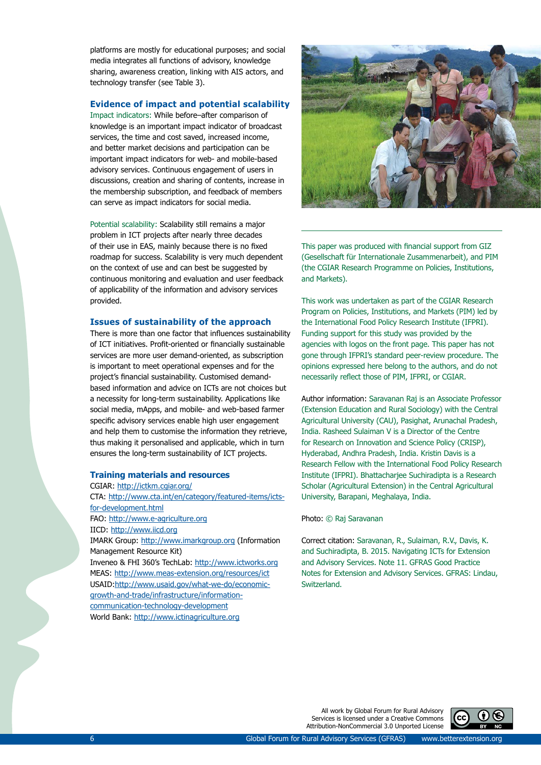platforms are mostly for educational purposes; and social media integrates all functions of advisory, knowledge sharing, awareness creation, linking with AIS actors, and technology transfer (see Table 3).

## Evidence of impact and potential scalability

Impact indicators: While before–after comparison of knowledge is an important impact indicator of broadcast services, the time and cost saved, increased income, and better market decisions and participation can be important impact indicators for web- and mobile-based advisory services. Continuous engagement of users in discussions, creation and sharing of contents, increase in the membership subscription, and feedback of members can serve as impact indicators for social media.

Potential scalability: Scalability still remains a major problem in ICT projects after nearly three decades of their use in EAS, mainly because there is no fixed roadmap for success. Scalability is very much dependent on the context of use and can best be suggested by continuous monitoring and evaluation and user feedback of applicability of the information and advisory services provided.

## Issues of sustainability of the approach

There is more than one factor that influences sustainability of ICT initiatives. Profit-oriented or financially sustainable services are more user demand-oriented, as subscription is important to meet operational expenses and for the project's financial sustainability. Customised demand-based information and advice on ICTs are not choices but a necessity for long-term sustainability. Applications like social media, mApps, and mobile- and web-based farmer specific advisory services enable high user engagement and help them to customise the information they retrieve, thus making it personalised and applicable, which in turn ensures the long-term sustainability of ICT projects.

## Training materials and resources

CGIAR: http://ictkm.cgiar.org/
CTA: http://www.cta.int/en/category/featured-items/icts-for-development.html
FAO: http://www.e-agriculture.org
IICD: http://www.iicd.org
IMARK Group: http://www.imarkgroup.org (Information Management Resource Kit)
Inveneo & FHI 360's TechLab: http://www.ictworks.org
MEAS: http://www.meas-extension.org/resources/ict
USAID: http://www.usaid.gov/what-we-do/economic-growth-and-trade/infrastructure/information-communication-technology-development
World Bank: http://www.ictinagriculture.org

This paper was produced with financial support from GIZ (Gesellschaft für Internationale Zusammenarbeit), and PIM (the CGIAR Research Programme on Policies, Institutions, and Markets).

This work was undertaken as part of the CGIAR Research Program on Policies, Institutions, and Markets (PIM) led by the International Food Policy Research Institute (IFPRI). Funding support for this study was provided by the agencies with logos on the front page. This paper has not gone through IFPRI's standard peer-review procedure. The opinions expressed here belong to the authors, and do not necessarily reflect those of PIM, IFPRI, or CGIAR.

Author information: Saravanan Raj is an Associate Professor (Extension Education and Rural Sociology) with the Central Agricultural University (CAU), Pasighat, Arunachal Pradesh, India. Rasheed Sulaiman V is a Director of the Centre for Research on Innovation and Science Policy (CRISP), Hyderabad, Andhra Pradesh, India. Kristin Davis is a Research Fellow with the International Food Policy Research Institute (IFPRI). Bhattacharjee Suchiradipta is a Research Scholar (Agricultural Extension) in the Central Agricultural University, Barapani, Meghalaya, India.

Photo: © Raj Saravanan

Correct citation: Saravanan, R., Sulaiman, R.V., Davis, K. and Suchiradipta, B. 2015. Navigating ICTs for Extension and Advisory Services. Note 11. GFRAS Good Practice Notes for Extension and Advisory Services. GFRAS: Lindau, Switzerland.

All work by Global Forum for Rural Advisory Services is licensed under a Creative Commons Attribution-NonCommercial 3.0 Unported License